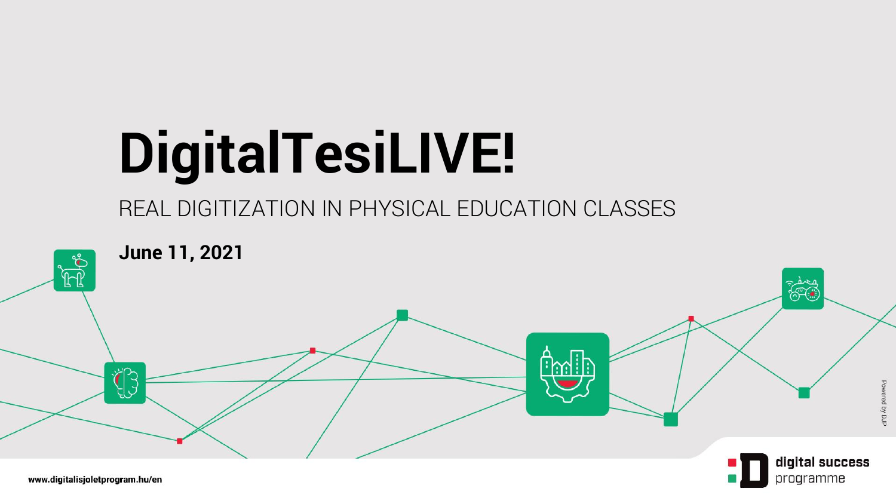# DigitalTesiLIVE!

REAL DIGITIZATION IN PHYSICAL EDUCATION CLASSES

**June 11, 2021**

Powered by DJP

digital success programme

www.digitalisjoletprogram.hu/en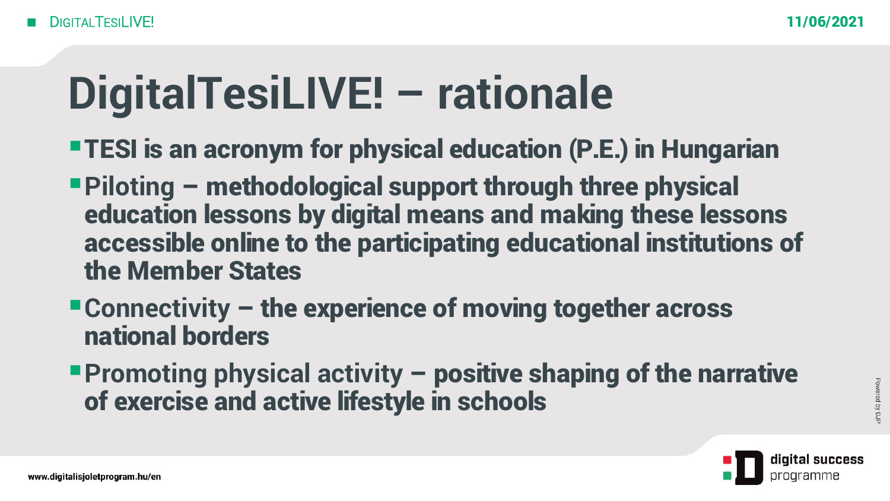# DigitalTesiLIVE! – rationale

- **TESI is an acronym for physical education (P.E.) in Hungarian**
- **Piloting – methodological support through three physical education lessons by digital means and making these lessons accessible online to the participating educational institutions of the Member States**
- **Connectivity – the experience of moving together across national borders**
- **Promoting physical activity – positive shaping of the narrative of exercise and active lifestyle in schools**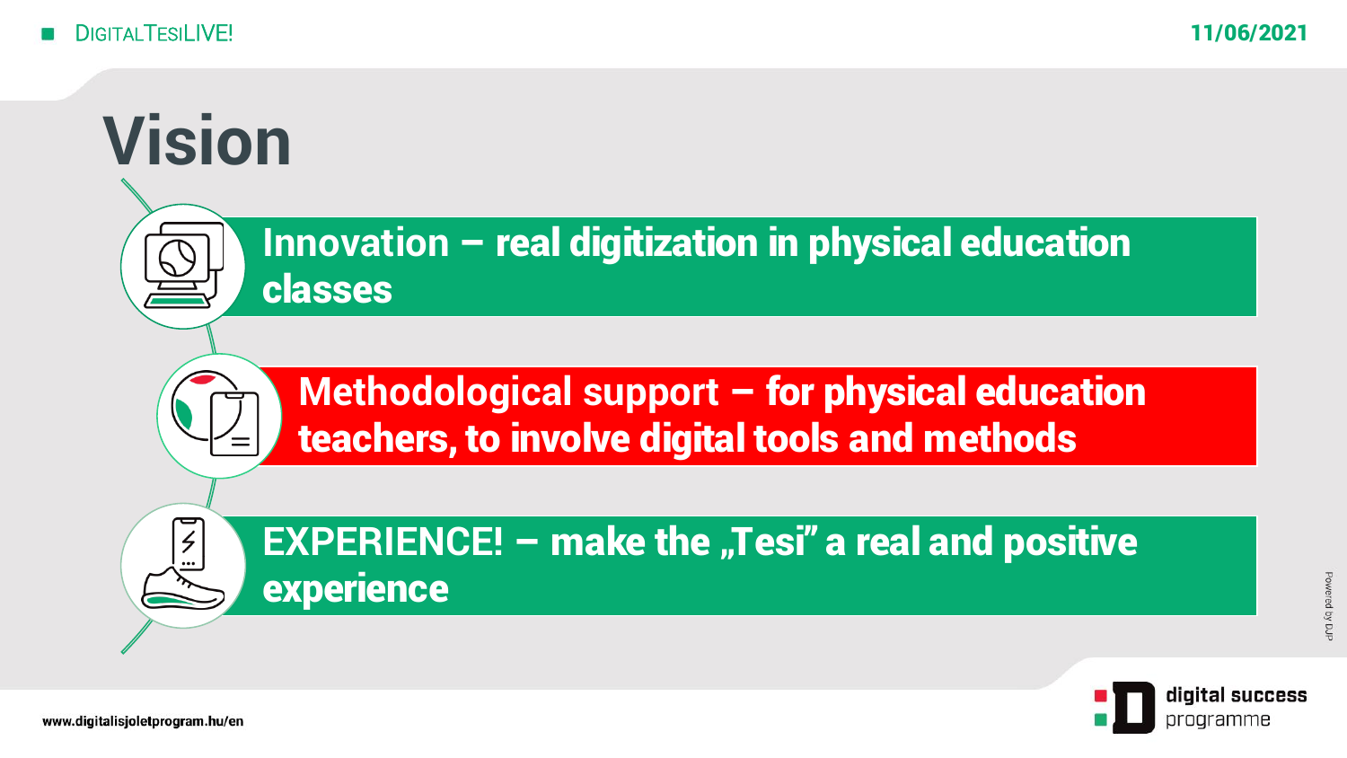# Vision

- **Innovation – real digitization in physical education classes**
- **Methodological support – for physical education teachers, to involve digital tools and methods**
- **EXPERIENCE! – make the „Tesi" a real and positive experience**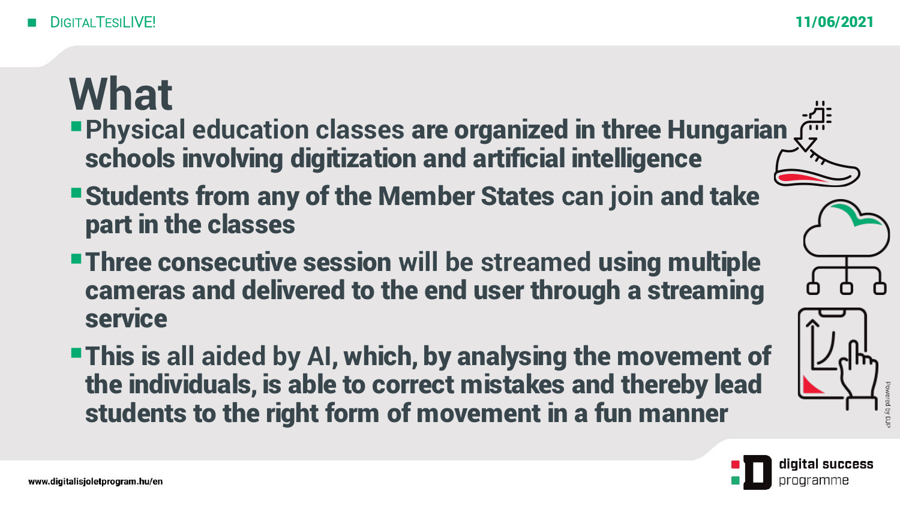# What

- Physical education classes are organized in three Hungarian schools involving digitization and artificial intelligence
- Students from any of the Member States can join and take part in the classes
- Three consecutive session will be streamed using multiple cameras and delivered to the end user through a streaming service
- This is all aided by AI, which, by analysing the movement of the individuals, is able to correct mistakes and thereby lead students to the right form of movement in a fun manner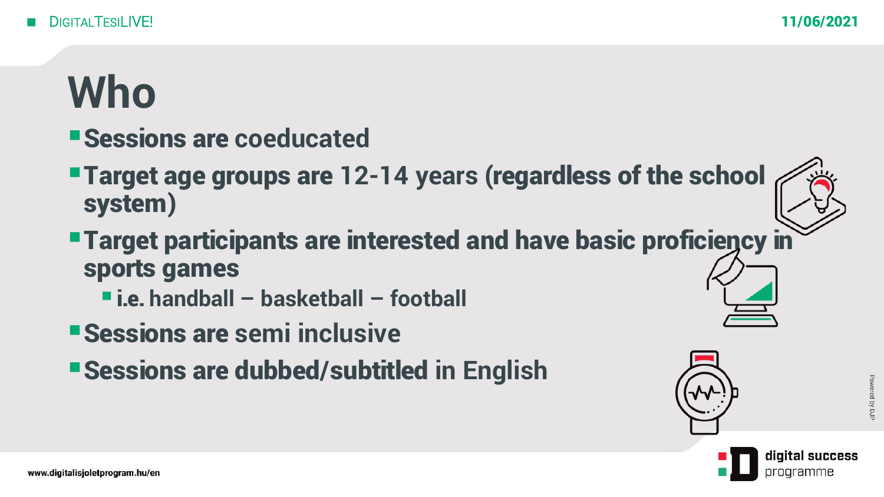# Who

- **Sessions are coeducated**
- **Target age groups are 12-14 years (regardless of the school system)**
- **Target participants are interested and have basic proficiency in sports games**
  - **i.e. handball – basketball – football**
- **Sessions are semi inclusive**
- **Sessions are dubbed/subtitled in English**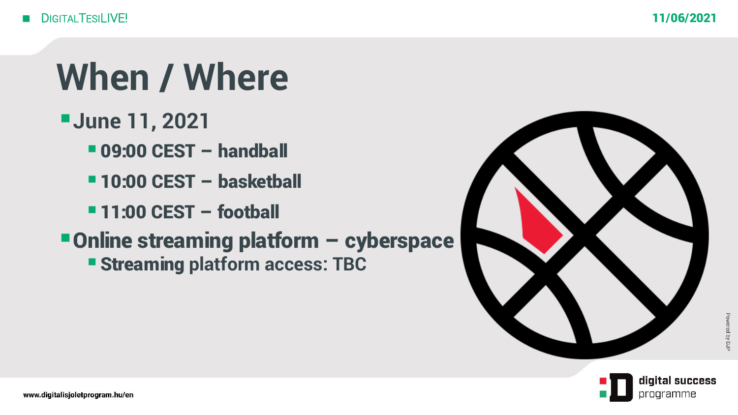# When / Where

- **June 11, 2021**
  - **09:00 CEST – handball**
  - **10:00 CEST – basketball**
  - **11:00 CEST – football**
- **Online streaming platform – cyberspace**
  - **Streaming platform access: TBC**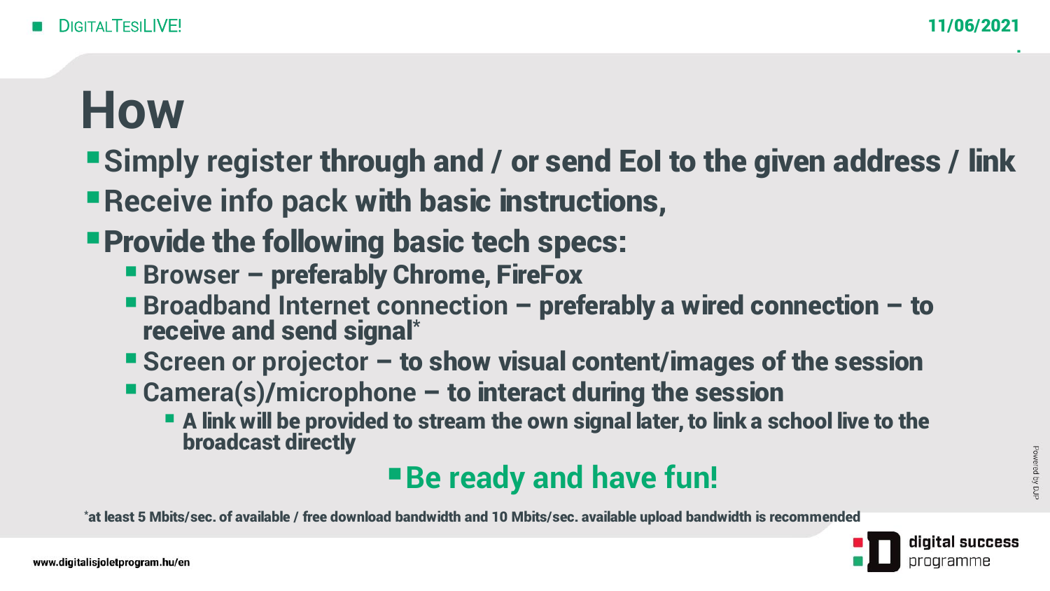# How

- Simply register through and / or send EoI to the given address / link
- Receive info pack with basic instructions,
- Provide the following basic tech specs:
  - Browser – preferably Chrome, FireFox
  - Broadband Internet connection – preferably a wired connection – to receive and send signal*
  - Screen or projector – to show visual content/images of the session
  - Camera(s)/microphone – to interact during the session
    - A link will be provided to stream the own signal later, to link a school live to the broadcast directly

**Be ready and have fun!**

*at least 5 Mbits/sec. of available / free download bandwidth and 10 Mbits/sec. available upload bandwidth is recommended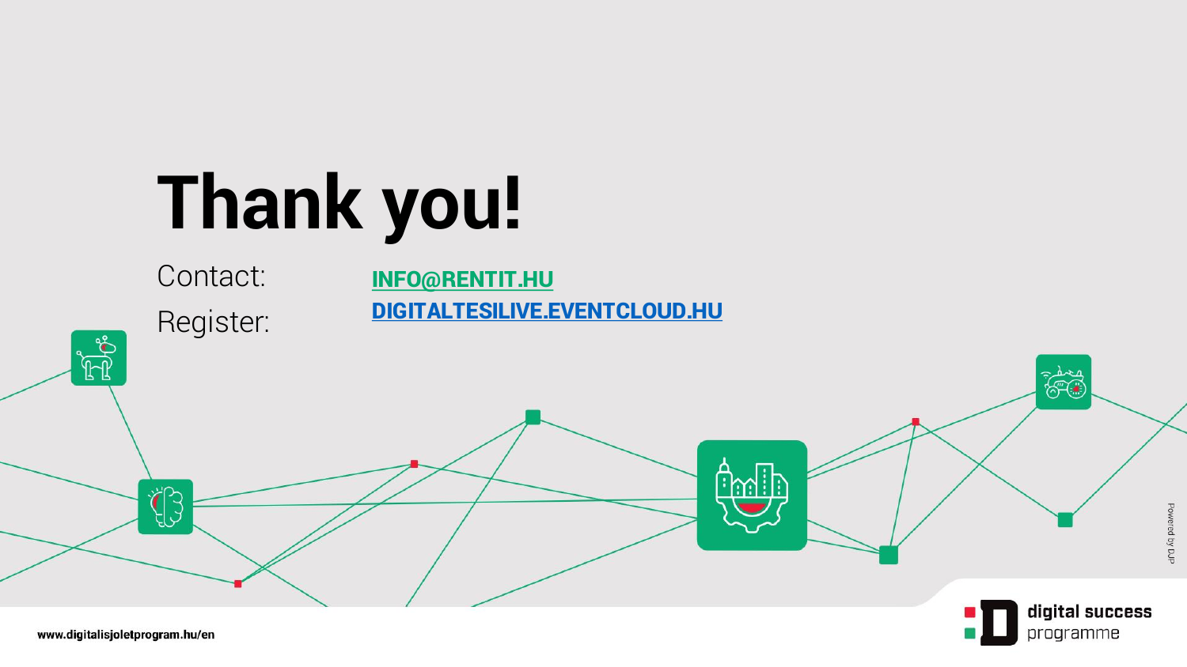# Thank you!

Contact: INFO@RENTIT.HU

Register: DIGITALTESILIVE.EVENTCLOUD.HU

Powered by DJP

digital success programme

www.digitalisjoletprogram.hu/en